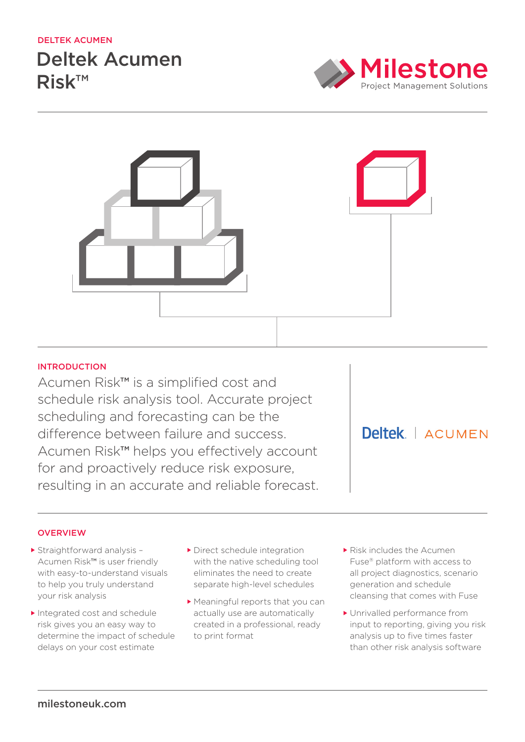DELTEK ACUMEN

# Deltek Acumen Risk™

Milestone
Project Management Solutions

## INTRODUCTION

Acumen Risk™ is a simplified cost and schedule risk analysis tool. Accurate project scheduling and forecasting can be the difference between failure and success. Acumen Risk™ helps you effectively account for and proactively reduce risk exposure, resulting in an accurate and reliable forecast.

Deltek. | ACUMEN

## OVERVIEW

- Straightforward analysis – Acumen Risk™ is user friendly with easy-to-understand visuals to help you truly understand your risk analysis
- Integrated cost and schedule risk gives you an easy way to determine the impact of schedule delays on your cost estimate
- Direct schedule integration with the native scheduling tool eliminates the need to create separate high-level schedules
- Meaningful reports that you can actually use are automatically created in a professional, ready to print format
- Risk includes the Acumen Fuse® platform with access to all project diagnostics, scenario generation and schedule cleansing that comes with Fuse
- Unrivalled performance from input to reporting, giving you risk analysis up to five times faster than other risk analysis software

milestoneuk.com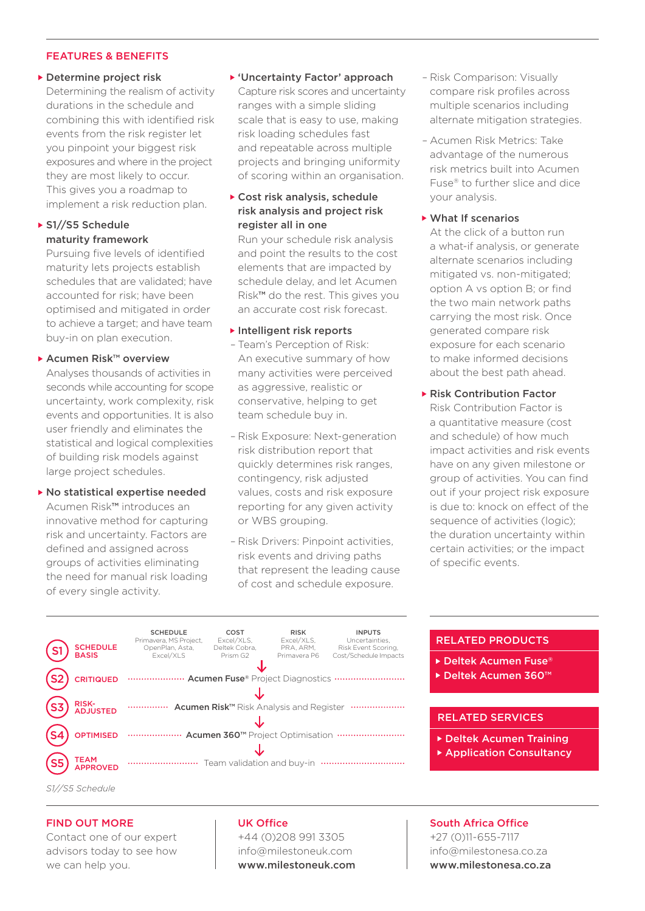## FEATURES & BENEFITS

### Determine project risk

Determining the realism of activity durations in the schedule and combining this with identified risk events from the risk register let you pinpoint your biggest risk exposures and where in the project they are most likely to occur. This gives you a roadmap to implement a risk reduction plan.

### S1//S5 Schedule maturity framework

Pursuing five levels of identified maturity lets projects establish schedules that are validated; have accounted for risk; have been optimised and mitigated in order to achieve a target; and have team buy-in on plan execution.

### Acumen Risk™ overview

Analyses thousands of activities in seconds while accounting for scope uncertainty, work complexity, risk events and opportunities. It is also user friendly and eliminates the statistical and logical complexities of building risk models against large project schedules.

### No statistical expertise needed

Acumen Risk™ introduces an innovative method for capturing risk and uncertainty. Factors are defined and assigned across groups of activities eliminating the need for manual risk loading of every single activity.

### 'Uncertainty Factor' approach

Capture risk scores and uncertainty ranges with a simple sliding scale that is easy to use, making risk loading schedules fast and repeatable across multiple projects and bringing uniformity of scoring within an organisation.

### Cost risk analysis, schedule risk analysis and project risk register all in one

Run your schedule risk analysis and point the results to the cost elements that are impacted by schedule delay, and let Acumen Risk™ do the rest. This gives you an accurate cost risk forecast.

### Intelligent risk reports

- Team's Perception of Risk: An executive summary of how many activities were perceived as aggressive, realistic or conservative, helping to get team schedule buy in.
- Risk Exposure: Next-generation risk distribution report that quickly determines risk ranges, contingency, risk adjusted values, costs and risk exposure reporting for any given activity or WBS grouping.
- Risk Drivers: Pinpoint activities, risk events and driving paths that represent the leading cause of cost and schedule exposure.
- Risk Comparison: Visually compare risk profiles across multiple scenarios including alternate mitigation strategies.
- Acumen Risk Metrics: Take advantage of the numerous risk metrics built into Acumen Fuse® to further slice and dice your analysis.

### What If scenarios

At the click of a button run a what-if analysis, or generate alternate scenarios including mitigated vs. non-mitigated; option A vs option B; or find the two main network paths carrying the most risk. Once generated compare risk exposure for each scenario to make informed decisions about the best path ahead.

### Risk Contribution Factor

Risk Contribution Factor is a quantitative measure (cost and schedule) of how much impact activities and risk events have on any given milestone or group of activities. You can find out if your project risk exposure is due to: knock on effect of the sequence of activities (logic); the duration uncertainty within certain activities; or the impact of specific events.

| | | SCHEDULE | COST | RISK | INPUTS |
|---|---|---|---|---|---|
| S1 | SCHEDULE BASIS | Primavera, MS Project, OpenPlan, Asta, Excel/XLS | Excel/XLS, Deltek Cobra, Prism G2 | Excel/XLS, PRA, ARM, Primavera P6 | Uncertainties, Risk Event Scoring, Cost/Schedule Impacts |
| S2 | CRITIQUED | Acumen Fuse® Project Diagnostics | | | |
| S3 | RISK-ADJUSTED | Acumen Risk™ Risk Analysis and Register | | | |
| S4 | OPTIMISED | Acumen 360™ Project Optimisation | | | |
| S5 | TEAM APPROVED | Team validation and buy-in | | | |

*S1//S5 Schedule*

## RELATED PRODUCTS

- Deltek Acumen Fuse®
- Deltek Acumen 360™

## RELATED SERVICES

- Deltek Acumen Training
- Application Consultancy

## FIND OUT MORE

Contact one of our expert advisors today to see how we can help you.

**UK Office**
+44 (0)208 991 3305
info@milestoneuk.com
**www.milestoneuk.com**

**South Africa Office**
+27 (0)11-655-7117
info@milestonesa.co.za
**www.milestonesa.co.za**